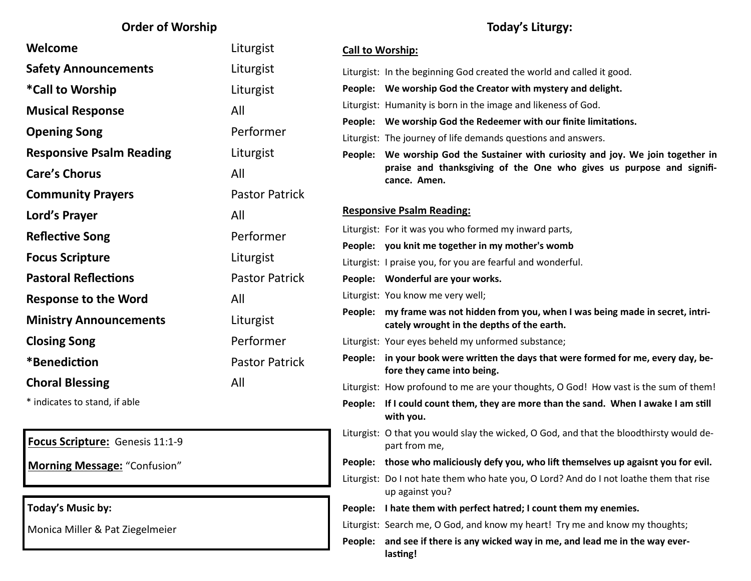## Order of Worship

| | |
|---|---|
| **Welcome** | Liturgist |
| **Safety Announcements** | Liturgist |
| ***Call to Worship** | Liturgist |
| **Musical Response** | All |
| **Opening Song** | Performer |
| **Responsive Psalm Reading** | Liturgist |
| **Care's Chorus** | All |
| **Community Prayers** | Pastor Patrick |
| **Lord's Prayer** | All |
| **Reflective Song** | Performer |
| **Focus Scripture** | Liturgist |
| **Pastoral Reflections** | Pastor Patrick |
| **Response to the Word** | All |
| **Ministry Announcements** | Liturgist |
| **Closing Song** | Performer |
| ***Benediction** | Pastor Patrick |
| **Choral Blessing** | All |

* indicates to stand, if able

**Focus Scripture:** Genesis 11:1-9

**Morning Message:** "Confusion"

**Today's Music by:**

Monica Miller & Pat Ziegelmeier

## Today's Liturgy:

**Call to Worship:**

Liturgist: In the beginning God created the world and called it good.

**People: We worship God the Creator with mystery and delight.**

Liturgist: Humanity is born in the image and likeness of God.

**People: We worship God the Redeemer with our finite limitations.**

Liturgist: The journey of life demands questions and answers.

**People: We worship God the Sustainer with curiosity and joy. We join together in praise and thanksgiving of the One who gives us purpose and significance. Amen.**

**Responsive Psalm Reading:**

Liturgist: For it was you who formed my inward parts,

**People: you knit me together in my mother's womb**

Liturgist: I praise you, for you are fearful and wonderful.

**People: Wonderful are your works.**

Liturgist: You know me very well;

**People: my frame was not hidden from you, when I was being made in secret, intricately wrought in the depths of the earth.**

Liturgist: Your eyes beheld my unformed substance;

**People: in your book were written the days that were formed for me, every day, before they came into being.**

Liturgist: How profound to me are your thoughts, O God! How vast is the sum of them!

**People: If I could count them, they are more than the sand. When I awake I am still with you.**

Liturgist: O that you would slay the wicked, O God, and that the bloodthirsty would depart from me,

**People: those who maliciously defy you, who lift themselves up agaisnt you for evil.**

Liturgist: Do I not hate them who hate you, O Lord? And do I not loathe them that rise up against you?

**People: I hate them with perfect hatred; I count them my enemies.**

Liturgist: Search me, O God, and know my heart! Try me and know my thoughts;

**People: and see if there is any wicked way in me, and lead me in the way everlasting!**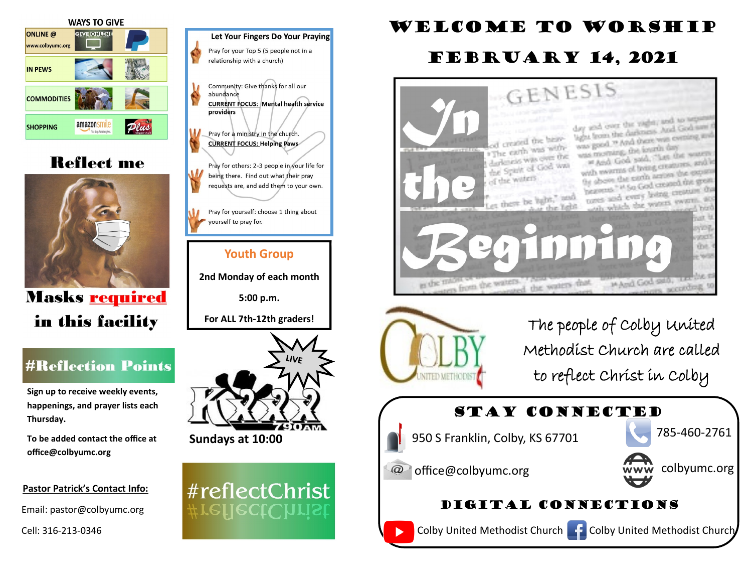## WAYS TO GIVE

- ONLINE @ www.colbyumc.org
- IN PEWS
- COMMODITIES
- SHOPPING

## Reflect me

**Masks required in this facility**

## #Reflection Points

**Sign up to receive weekly events, happenings, and prayer lists each Thursday.**

**To be added contact the office at office@colbyumc.org**

**Pastor Patrick's Contact Info:**

Email: pastor@colbyumc.org

Cell: 316-213-0346

### Let Your Fingers Do Your Praying

Pray for your Top 5 (5 people not in a relationship with a church)

Community: Give thanks for all our abundance
**CURRENT FOCUS: Mental health service providers**

Pray for a ministry in the church.
**CURRENT FOCUS: Helping Paws**

Pray for others: 2-3 people in your life for being there. Find out what their pray requests are, and add them to your own.

Pray for yourself: choose 1 thing about yourself to pray for.

### Youth Group

**2nd Monday of each month**

**5:00 p.m.**

**For ALL 7th-12th graders!**

LIVE KXXX 790AM

**Sundays at 10:00**

#reflectChrist

# Welcome to Worship

# February 14, 2021

In the Beginning

The people of Colby United Methodist Church are called to reflect Christ in Colby

## Stay Connected

950 S Franklin, Colby, KS 67701

785-460-2761

office@colbyumc.org

colbyumc.org

## Digital Connections

Colby United Methodist Church (YouTube)

Colby United Methodist Church (Facebook)